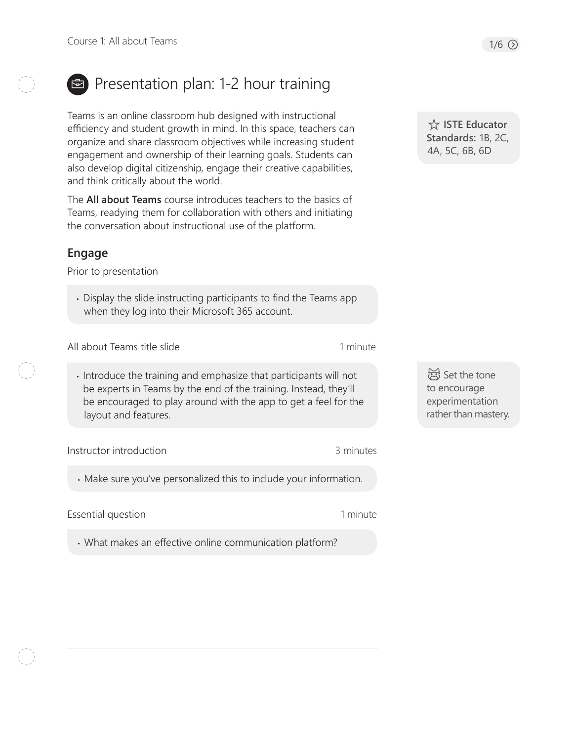# Presentation plan: 1-2 hour training

Teams is an online classroom hub designed with instructional efficiency and student growth in mind. In this space, teachers can organize and share classroom objectives while increasing student engagement and ownership of their learning goals. Students can also develop digital citizenship, engage their creative capabilities, and think critically about the world.

The **All about Teams** course introduces teachers to the basics of Teams, readying them for collaboration with others and initiating the conversation about instructional use of the platform.

☆ **ISTE Educator Standards:** 1B, 2C, 4A, 5C, 6B, 6D

## Engage

Prior to presentation

- Display the slide instructing participants to find the Teams app when they log into their Microsoft 365 account.

All about Teams title slide — 1 minute

- Introduce the training and emphasize that participants will not be experts in Teams by the end of the training. Instead, they'll be encouraged to play around with the app to get a feel for the layout and features.

Set the tone to encourage experimentation rather than mastery.

Instructor introduction — 3 minutes

- Make sure you've personalized this to include your information.

Essential question — 1 minute

- What makes an effective online communication platform?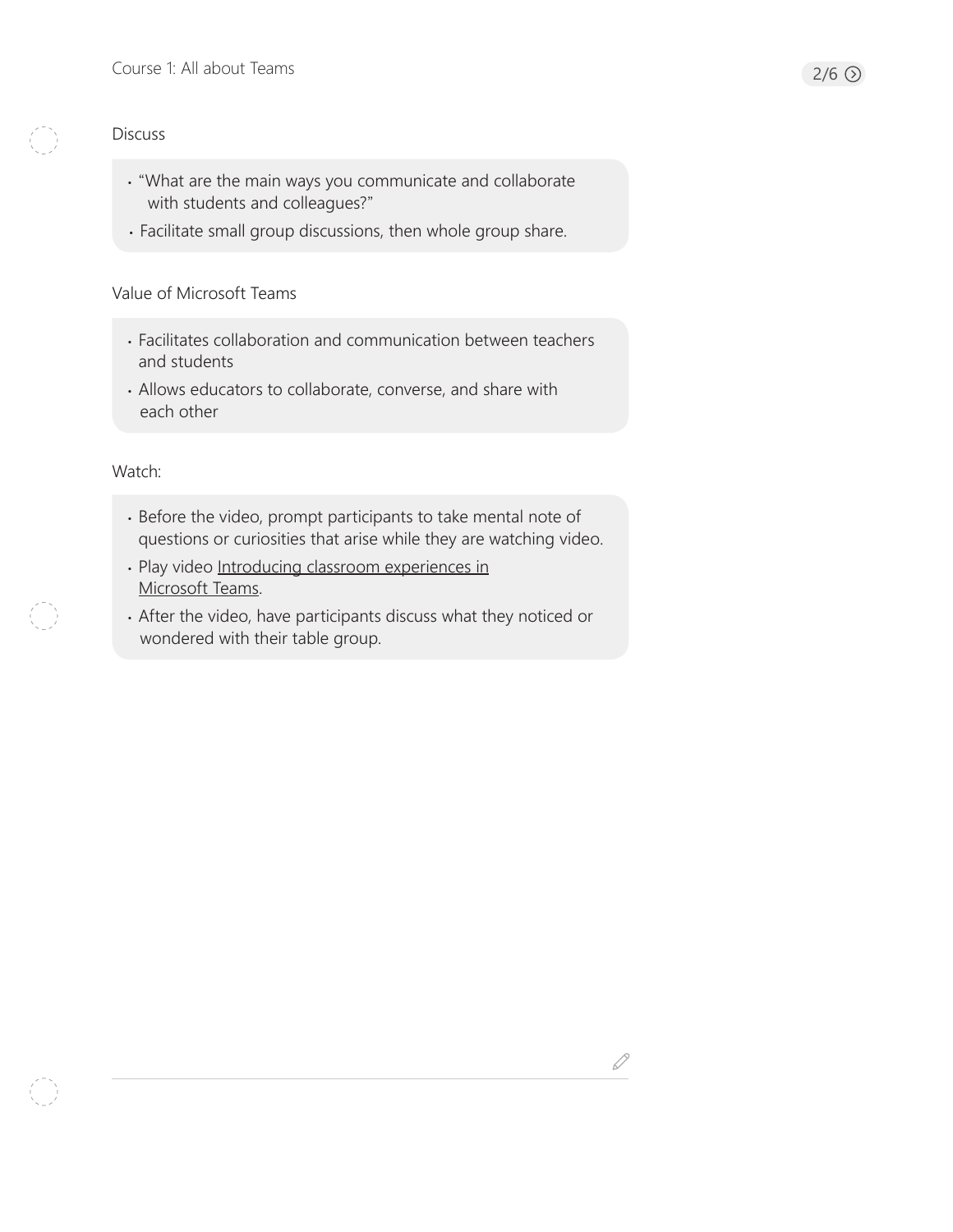Discuss

- "What are the main ways you communicate and collaborate with students and colleagues?"
- Facilitate small group discussions, then whole group share.

Value of Microsoft Teams

- Facilitates collaboration and communication between teachers and students
- Allows educators to collaborate, converse, and share with each other

Watch:

- Before the video, prompt participants to take mental note of questions or curiosities that arise while they are watching video.
- Play video Introducing classroom experiences in Microsoft Teams.
- After the video, have participants discuss what they noticed or wondered with their table group.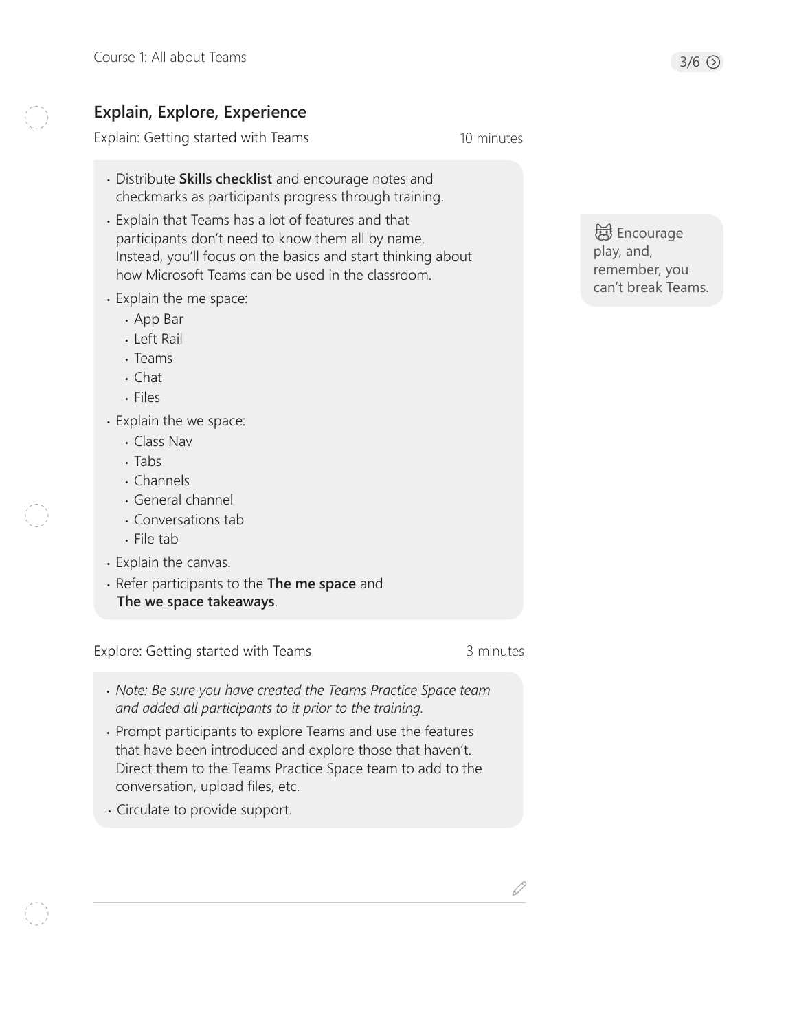## Explain, Explore, Experience

Explain: Getting started with Teams — 10 minutes

- Distribute **Skills checklist** and encourage notes and checkmarks as participants progress through training.
- Explain that Teams has a lot of features and that participants don't need to know them all by name. Instead, you'll focus on the basics and start thinking about how Microsoft Teams can be used in the classroom.
- Explain the me space:
  - App Bar
  - Left Rail
  - Teams
  - Chat
  - Files
- Explain the we space:
  - Class Nav
  - Tabs
  - Channels
  - General channel
  - Conversations tab
  - File tab
- Explain the canvas.
- Refer participants to the **The me space** and **The we space takeaways**.

Encourage play, and, remember, you can't break Teams.

Explore: Getting started with Teams — 3 minutes

- *Note: Be sure you have created the Teams Practice Space team and added all participants to it prior to the training.*
- Prompt participants to explore Teams and use the features that have been introduced and explore those that haven't. Direct them to the Teams Practice Space team to add to the conversation, upload files, etc.
- Circulate to provide support.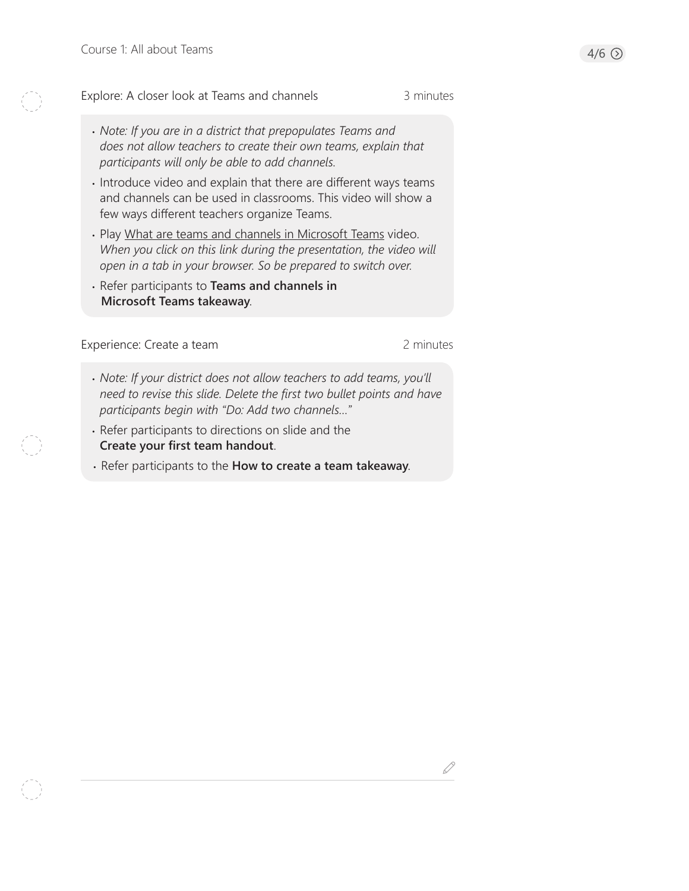## Explore: A closer look at Teams and channels — 3 minutes

- *Note: If you are in a district that prepopulates Teams and does not allow teachers to create their own teams, explain that participants will only be able to add channels.*
- Introduce video and explain that there are different ways teams and channels can be used in classrooms. This video will show a few ways different teachers organize Teams.
- Play What are teams and channels in Microsoft Teams video. *When you click on this link during the presentation, the video will open in a tab in your browser. So be prepared to switch over.*
- Refer participants to **Teams and channels in Microsoft Teams takeaway**.

## Experience: Create a team — 2 minutes

- *Note: If your district does not allow teachers to add teams, you'll need to revise this slide. Delete the first two bullet points and have participants begin with "Do: Add two channels…"*
- Refer participants to directions on slide and the **Create your first team handout**.
- Refer participants to the **How to create a team takeaway**.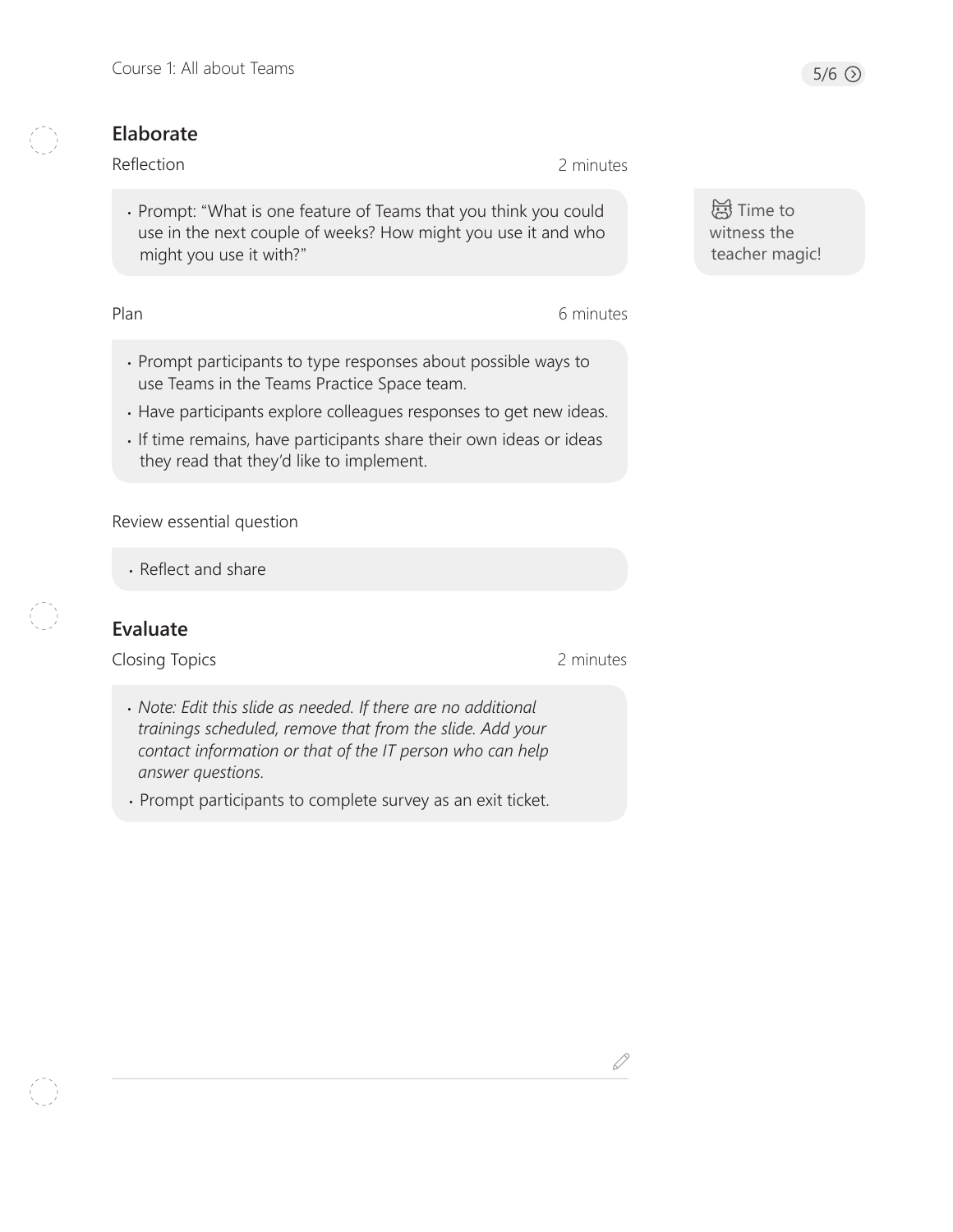## Elaborate

Reflection — 2 minutes

- Prompt: "What is one feature of Teams that you think you could use in the next couple of weeks? How might you use it and who might you use it with?"

Time to witness the teacher magic!

Plan — 6 minutes

- Prompt participants to type responses about possible ways to use Teams in the Teams Practice Space team.
- Have participants explore colleagues responses to get new ideas.
- If time remains, have participants share their own ideas or ideas they read that they'd like to implement.

Review essential question

- Reflect and share

## Evaluate

Closing Topics — 2 minutes

- *Note: Edit this slide as needed. If there are no additional trainings scheduled, remove that from the slide. Add your contact information or that of the IT person who can help answer questions.*
- Prompt participants to complete survey as an exit ticket.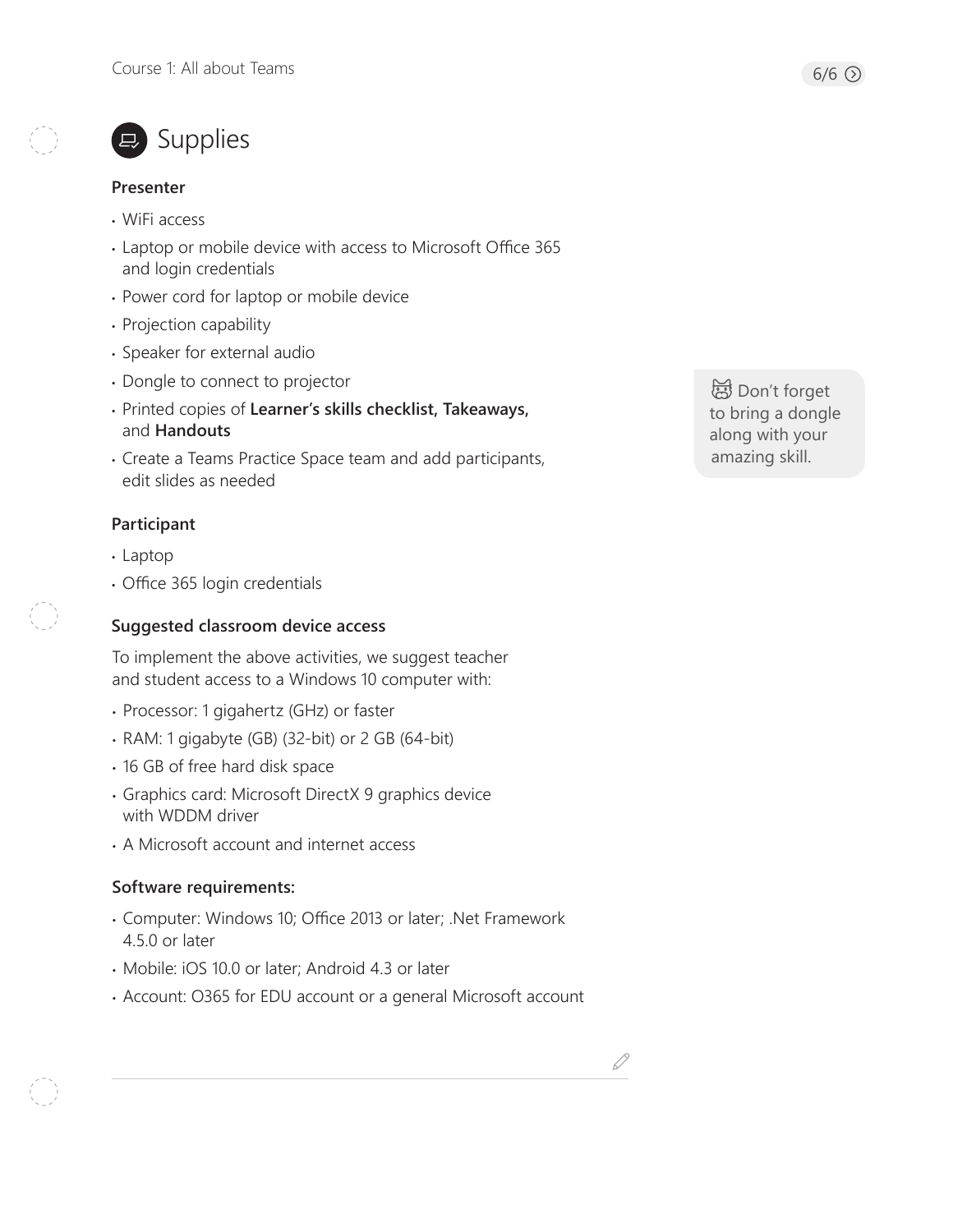## Supplies

**Presenter**

- WiFi access
- Laptop or mobile device with access to Microsoft Office 365 and login credentials
- Power cord for laptop or mobile device
- Projection capability
- Speaker for external audio
- Dongle to connect to projector
- Printed copies of **Learner's skills checklist, Takeaways,** and **Handouts**
- Create a Teams Practice Space team and add participants, edit slides as needed

Don't forget to bring a dongle along with your amazing skill.

**Participant**

- Laptop
- Office 365 login credentials

**Suggested classroom device access**

To implement the above activities, we suggest teacher and student access to a Windows 10 computer with:

- Processor: 1 gigahertz (GHz) or faster
- RAM: 1 gigabyte (GB) (32-bit) or 2 GB (64-bit)
- 16 GB of free hard disk space
- Graphics card: Microsoft DirectX 9 graphics device with WDDM driver
- A Microsoft account and internet access

**Software requirements:**

- Computer: Windows 10; Office 2013 or later; .Net Framework 4.5.0 or later
- Mobile: iOS 10.0 or later; Android 4.3 or later
- Account: O365 for EDU account or a general Microsoft account